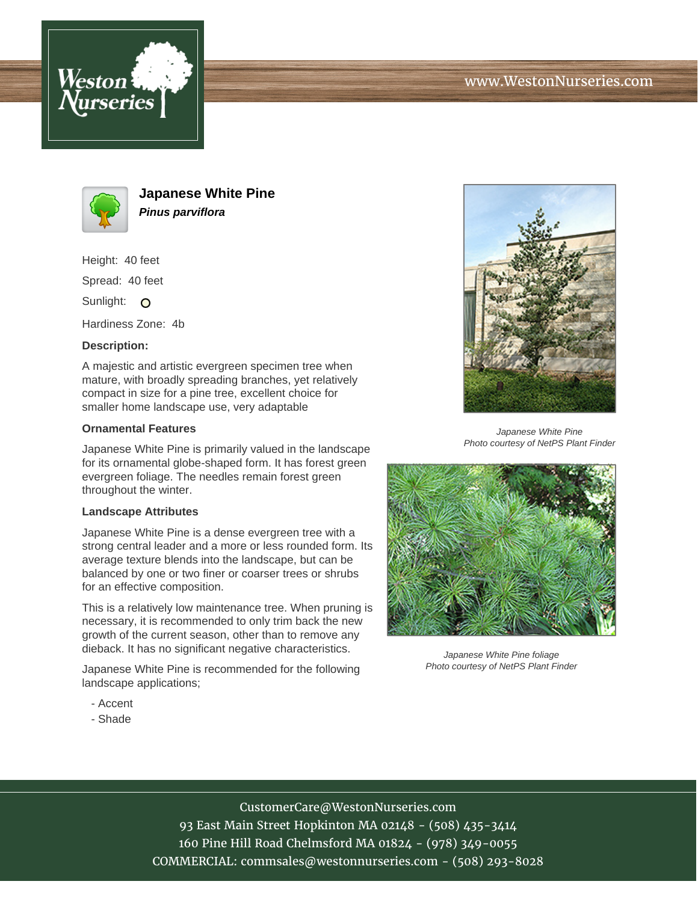# Japanese White Pine

***Pinus parviflora***

Height: 40 feet

Spread: 40 feet

Sunlight: O

Hardiness Zone: 4b

**Description:**

A majestic and artistic evergreen specimen tree when mature, with broadly spreading branches, yet relatively compact in size for a pine tree, excellent choice for smaller home landscape use, very adaptable

**Ornamental Features**

Japanese White Pine is primarily valued in the landscape for its ornamental globe-shaped form. It has forest green evergreen foliage. The needles remain forest green throughout the winter.

**Landscape Attributes**

Japanese White Pine is a dense evergreen tree with a strong central leader and a more or less rounded form. Its average texture blends into the landscape, but can be balanced by one or two finer or coarser trees or shrubs for an effective composition.

This is a relatively low maintenance tree. When pruning is necessary, it is recommended to only trim back the new growth of the current season, other than to remove any dieback. It has no significant negative characteristics.

Japanese White Pine is recommended for the following landscape applications;

- Accent
- Shade

*Japanese White Pine*
*Photo courtesy of NetPS Plant Finder*

*Japanese White Pine foliage*
*Photo courtesy of NetPS Plant Finder*

CustomerCare@WestonNurseries.com
93 East Main Street Hopkinton MA 02148 - (508) 435-3414
160 Pine Hill Road Chelmsford MA 01824 - (978) 349-0055
COMMERCIAL: commsales@westonnurseries.com - (508) 293-8028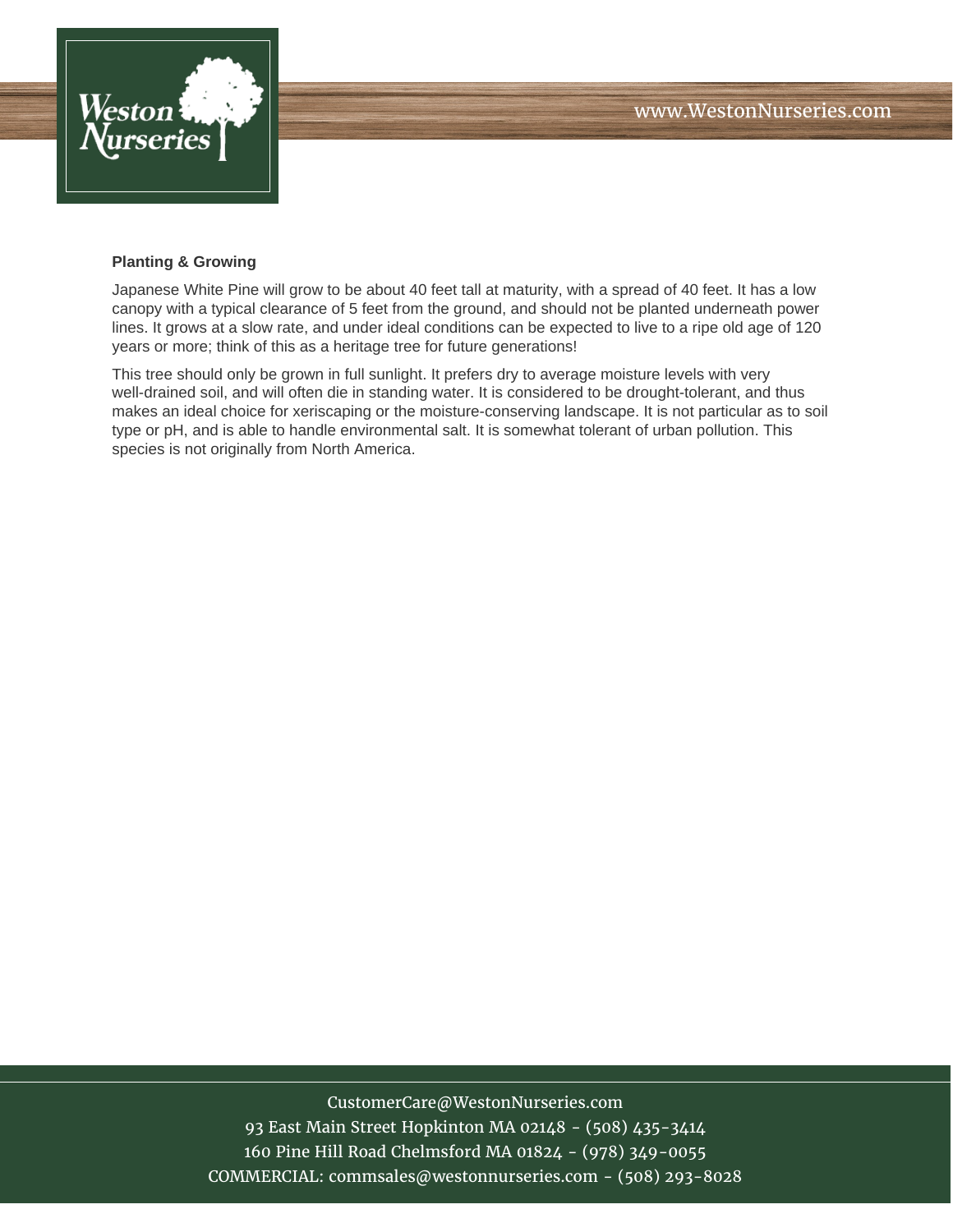**Planting & Growing**

Japanese White Pine will grow to be about 40 feet tall at maturity, with a spread of 40 feet. It has a low canopy with a typical clearance of 5 feet from the ground, and should not be planted underneath power lines. It grows at a slow rate, and under ideal conditions can be expected to live to a ripe old age of 120 years or more; think of this as a heritage tree for future generations!

This tree should only be grown in full sunlight. It prefers dry to average moisture levels with very well-drained soil, and will often die in standing water. It is considered to be drought-tolerant, and thus makes an ideal choice for xeriscaping or the moisture-conserving landscape. It is not particular as to soil type or pH, and is able to handle environmental salt. It is somewhat tolerant of urban pollution. This species is not originally from North America.